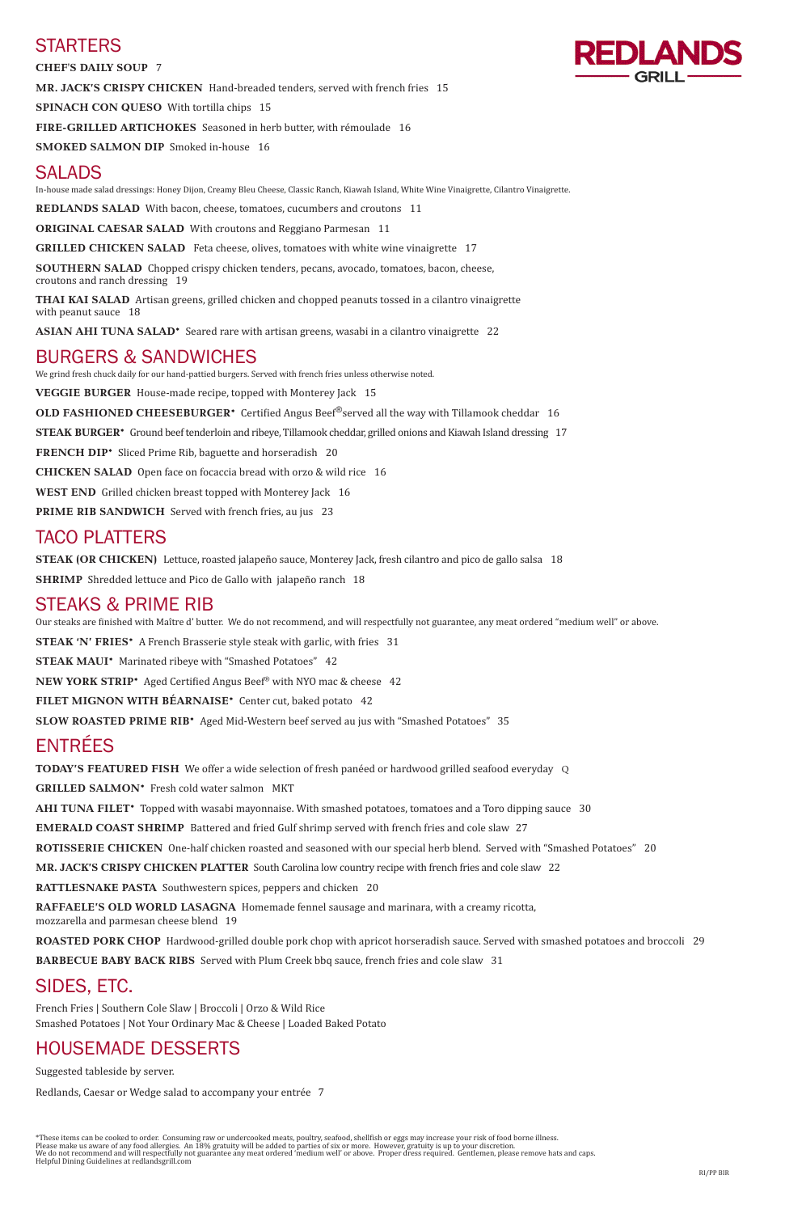# REDLANDS GRILL

## STARTERS

**CHEF'S DAILY SOUP** 7

**MR. JACK'S CRISPY CHICKEN** Hand-breaded tenders, served with french fries 15

**SPINACH CON QUESO** With tortilla chips 15

**FIRE-GRILLED ARTICHOKES** Seasoned in herb butter, with rémoulade 16

**SMOKED SALMON DIP** Smoked in-house 16

## SALADS

In-house made salad dressings: Honey Dijon, Creamy Bleu Cheese, Classic Ranch, Kiawah Island, White Wine Vinaigrette, Cilantro Vinaigrette.

**REDLANDS SALAD** With bacon, cheese, tomatoes, cucumbers and croutons 11

**ORIGINAL CAESAR SALAD** With croutons and Reggiano Parmesan 11

**GRILLED CHICKEN SALAD** Feta cheese, olives, tomatoes with white wine vinaigrette 17

**SOUTHERN SALAD** Chopped crispy chicken tenders, pecans, avocado, tomatoes, bacon, cheese, croutons and ranch dressing 19

**THAI KAI SALAD** Artisan greens, grilled chicken and chopped peanuts tossed in a cilantro vinaigrette with peanut sauce 18

**ASIAN AHI TUNA SALAD*** Seared rare with artisan greens, wasabi in a cilantro vinaigrette 22

## BURGERS & SANDWICHES

We grind fresh chuck daily for our hand-pattied burgers. Served with french fries unless otherwise noted.

**VEGGIE BURGER** House-made recipe, topped with Monterey Jack 15

**OLD FASHIONED CHEESEBURGER*** Certified Angus Beef® served all the way with Tillamook cheddar 16

**STEAK BURGER*** Ground beef tenderloin and ribeye, Tillamook cheddar, grilled onions and Kiawah Island dressing 17

**FRENCH DIP*** Sliced Prime Rib, baguette and horseradish 20

**CHICKEN SALAD** Open face on focaccia bread with orzo & wild rice 16

**WEST END** Grilled chicken breast topped with Monterey Jack 16

**PRIME RIB SANDWICH** Served with french fries, au jus 23

## TACO PLATTERS

**STEAK (OR CHICKEN)** Lettuce, roasted jalapeño sauce, Monterey Jack, fresh cilantro and pico de gallo salsa 18

**SHRIMP** Shredded lettuce and Pico de Gallo with jalapeño ranch 18

## STEAKS & PRIME RIB

Our steaks are finished with Maître d' butter. We do not recommend, and will respectfully not guarantee, any meat ordered "medium well" or above.

**STEAK 'N' FRIES*** A French Brasserie style steak with garlic, with fries 31

**STEAK MAUI*** Marinated ribeye with "Smashed Potatoes" 42

**NEW YORK STRIP*** Aged Certified Angus Beef® with NYO mac & cheese 42

**FILET MIGNON WITH BÉARNAISE*** Center cut, baked potato 42

**SLOW ROASTED PRIME RIB*** Aged Mid-Western beef served au jus with "Smashed Potatoes" 35

## ENTRÉES

**TODAY'S FEATURED FISH** We offer a wide selection of fresh panéed or hardwood grilled seafood everyday Q

**GRILLED SALMON*** Fresh cold water salmon MKT

**AHI TUNA FILET*** Topped with wasabi mayonnaise. With smashed potatoes, tomatoes and a Toro dipping sauce 30

**EMERALD COAST SHRIMP** Battered and fried Gulf shrimp served with french fries and cole slaw 27

**ROTISSERIE CHICKEN** One-half chicken roasted and seasoned with our special herb blend. Served with "Smashed Potatoes" 20

**MR. JACK'S CRISPY CHICKEN PLATTER** South Carolina low country recipe with french fries and cole slaw 22

**RATTLESNAKE PASTA** Southwestern spices, peppers and chicken 20

**RAFFAELE'S OLD WORLD LASAGNA** Homemade fennel sausage and marinara, with a creamy ricotta, mozzarella and parmesan cheese blend 19

**ROASTED PORK CHOP** Hardwood-grilled double pork chop with apricot horseradish sauce. Served with smashed potatoes and broccoli 29

**BARBECUE BABY BACK RIBS** Served with Plum Creek bbq sauce, french fries and cole slaw 31

## SIDES, ETC.

French Fries | Southern Cole Slaw | Broccoli | Orzo & Wild Rice
Smashed Potatoes | Not Your Ordinary Mac & Cheese | Loaded Baked Potato

## HOUSEMADE DESSERTS

Suggested tableside by server.

Redlands, Caesar or Wedge salad to accompany your entrée 7

*These items can be cooked to order. Consuming raw or undercooked meats, poultry, seafood, shellfish or eggs may increase your risk of food borne illness.
Please make us aware of any food allergies. An 18% gratuity will be added to parties of six or more. However, gratuity is up to your discretion.
We do not recommend and will respectfully not guarantee any meat ordered 'medium well' or above. Proper dress required. Gentlemen, please remove hats and caps.
Helpful Dining Guidelines at redlandsgrill.com

RI/PP BIR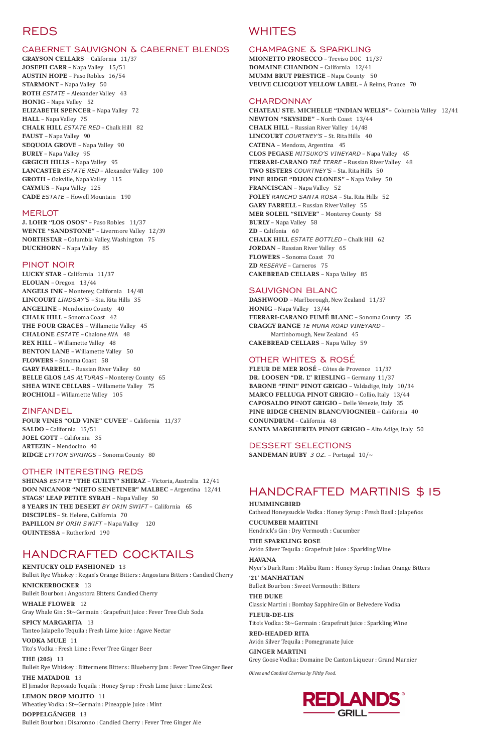# REDS

## CABERNET SAUVIGNON & CABERNET BLENDS

**GRAYSON CELLARS** – California 11/37
**JOSEPH CARR** – Napa Valley 15/51
**AUSTIN HOPE** – Paso Robles 16/54
**STARMONT** – Napa Valley 50
**ROTH** *ESTATE* – Alexander Valley 43
**HONIG** – Napa Valley 52
**ELIZABETH SPENCER** – Napa Valley 72
**HALL** – Napa Valley 75
**CHALK HILL** *ESTATE RED* – Chalk Hill 82
**FAUST** – Napa Valley 90
**SEQUOIA GROVE** – Napa Valley 90
**BURLY** – Napa Valley 95
**GRGICH HILLS** – Napa Valley 95
**LANCASTER** *ESTATE RED* – Alexander Valley 100
**GROTH** – Oakville, Napa Valley 115
**CAYMUS** – Napa Valley 125
**CADE** *ESTATE* – Howell Mountain 190

## MERLOT

**J. LOHR "LOS OSOS"** – Paso Robles 11/37
**WENTE "SANDSTONE"** – Livermore Valley 12/39
**NORTHSTAR** – Columbia Valley, Washington 75
**DUCKHORN** – Napa Valley 85

## PINOT NOIR

**LUCKY STAR** – California 11/37
**ELOUAN** – Oregon 13/44
**ANGELS INK** – Monterey, California 14/48
**LINCOURT** *LINDSAY'S* – Sta. Rita Hills 35
**ANGELINE** – Mendocino County 40
**CHALK HILL** – Sonoma Coast 42
**THE FOUR GRACES** – Willamette Valley 45
**CHALONE** *ESTATE* – Chalone AVA 48
**REX HILL** – Willamette Valley 48
**BENTON LANE** – Willamette Valley 50
**FLOWERS** – Sonoma Coast 58
**GARY FARRELL** – Russian River Valley 60
**BELLE GLOS** *LAS ALTURAS* – Monterey County 65
**SHEA WINE CELLARS** – Willamette Valley 75
**ROCHIOLI** – Willamette Valley 105

## ZINFANDEL

**FOUR VINES "OLD VINE" CUVEE'** – California 11/37
**SALDO** – California 15/51
**JOEL GOTT** – California 35
**ARTEZIN** – Mendocino 40
**RIDGE** *LYTTON SPRINGS* – Sonoma County 80

## OTHER INTERESTING REDS

**SHINAS** *ESTATE* **"THE GUILTY" SHIRAZ** – Victoria, Australia 12/41
**DON NICANOR "NIETO SENETINER" MALBEC** – Argentina 12/41
**STAGS' LEAP PETITE SYRAH** – Napa Valley 50
**8 YEARS IN THE DESERT** *BY ORIN SWIFT* – California 65
**DISCIPLES** – St. Helena, California 70
**PAPILLON** *BY ORIN SWIFT* – Napa Valley 120
**QUINTESSA** – Rutherford 190

# HANDCRAFTED COCKTAILS

**KENTUCKY OLD FASHIONED** 13
Bulleit Rye Whiskey : Regan's Orange Bitters : Angostura Bitters : Candied Cherry

**KNICKERBOCKER** 13
Bulleit Bourbon : Angostora Bitters: Candied Cherry

**WHALE FLOWER** 12
Gray Whale Gin : St~Germain : Grapefruit Juice : Fever Tree Club Soda

**SPICY MARGARITA** 13
Tanteo Jalapeño Tequila : Fresh Lime Juice : Agave Nectar

**VODKA MULE** 11
Tito's Vodka : Fresh Lime : Fever Tree Ginger Beer

**THE (205)** 13
Bulleit Rye Whiskey : Bittermens Bitters : Blueberry Jam : Fever Tree Ginger Beer

**THE MATADOR** 13
El Jimador Reposado Tequila : Honey Syrup : Fresh Lime Juice : Lime Zest

**LEMON DROP MOJITO** 11
Wheatley Vodka : St~Germain : Pineapple Juice : Mint

**DOPPELGÄNGER** 13
Bulleit Bourbon : Disaronno : Candied Cherry : Fever Tree Ginger Ale

# WHITES

## CHAMPAGNE & SPARKLING

**MIONETTO PROSECCO** – Treviso DOC 11/37
**DOMAINE CHANDON** – California 12/41
**MUMM BRUT PRESTIGE** – Napa County 50
**VEUVE CLICQUOT YELLOW LABEL** – Á Reims, France 70

## CHARDONNAY

**CHATEAU STE. MICHELLE "INDIAN WELLS"** – Columbia Valley 12/41
**NEWTON "SKYSIDE"** – North Coast 13/44
**CHALK HILL** – Russian River Valley 14/48
**LINCOURT** *COURTNEY'S* – St. Rita Hills 40
**CATENA** – Mendoza, Argentina 45
**CLOS PEGASE** *MITSUKO'S VINEYARD* – Napa Valley 45
**FERRARI-CARANO** *TRÉ TERRE* – Russian River Valley 48
**TWO SISTERS** *COURTNEY'S* – Sta. Rita Hills 50
**PINE RIDGE "DIJON CLONES"** – Napa Valley 50
**FRANCISCAN** – Napa Valley 52
**FOLEY** *RANCHO SANTA ROSA* – Sta. Rita Hills 52
**GARY FARRELL** – Russian River Valley 55
**MER SOLEIL "SILVER"** – Monterey County 58
**BURLY** – Napa Valley 58
**ZD** – Califonia 60
**CHALK HILL** *ESTATE BOTTLED* – Chalk Hill 62
**JORDAN** – Russian River Valley 65
**FLOWERS** – Sonoma Coast 70
**ZD** *RESERVE* – Carneros 75
**CAKEBREAD CELLARS** – Napa Valley 85

## SAUVIGNON BLANC

**DASHWOOD** – Marlborough, New Zealand 11/37
**HONIG** – Napa Valley 13/44
**FERRARI-CARANO FUMÉ BLANC** – Sonoma County 35
**CRAGGY RANGE** *TE MUNA ROAD VINEYARD* – Martinborough, New Zealand 45
**CAKEBREAD CELLARS** – Napa Valley 59

## OTHER WHITES & ROSÉ

**FLEUR DE MER ROSÉ** – Côtes de Provence 11/37
**DR. LOOSEN "DR. L" RIESLING** – Germany 11/37
**BARONE "FINI" PINOT GRIGIO** – Valdadige, Italy 10/34
**MARCO FELLUGA PINOT GRIGIO** – Collio, Italy 13/44
**CAPOSALDO PINOT GRIGIO** – Delle Venezie, Italy 35
**PINE RIDGE CHENIN BLANC/VIOGNIER** – California 40
**CONUNDRUM** – California 48
**SANTA MARGHERITA PINOT GRIGIO** – Alto Adige, Italy 50

## DESSERT SELECTIONS

**SANDEMAN RUBY** *3 OZ.* – Portugal 10/~

# HANDCRAFTED MARTINIS $ 15

**HUMMINGBIRD**
Cathead Honeysuckle Vodka : Honey Syrup : Fresh Basil : Jalapeños

**CUCUMBER MARTINI**
Hendrick's Gin : Dry Vermouth : Cucumber

**THE SPARKLING ROSE**
Avión Silver Tequila : Grapefruit Juice : Sparkling Wine

**HAVANA**
Myer's Dark Rum : Malibu Rum : Honey Syrup : Indian Orange Bitters

**'21' MANHATTAN**
Bulleit Bourbon : Sweet Vermouth : Bitters

**THE DUKE**
Classic Martini : Bombay Sapphire Gin or Belvedere Vodka

**FLEUR-DE-LIS**
Tito's Vodka : St~Germain : Grapefruit Juice : Sparkling Wine

**RED-HEADED RITA**
Avión Silver Tequila : Pomegranate Juice

**GINGER MARTINI**
Grey Goose Vodka : Domaine De Canton Liqueur : Grand Marnier

*Olives and Candied Cherries by Filthy Food.*

REDLANDS® GRILL